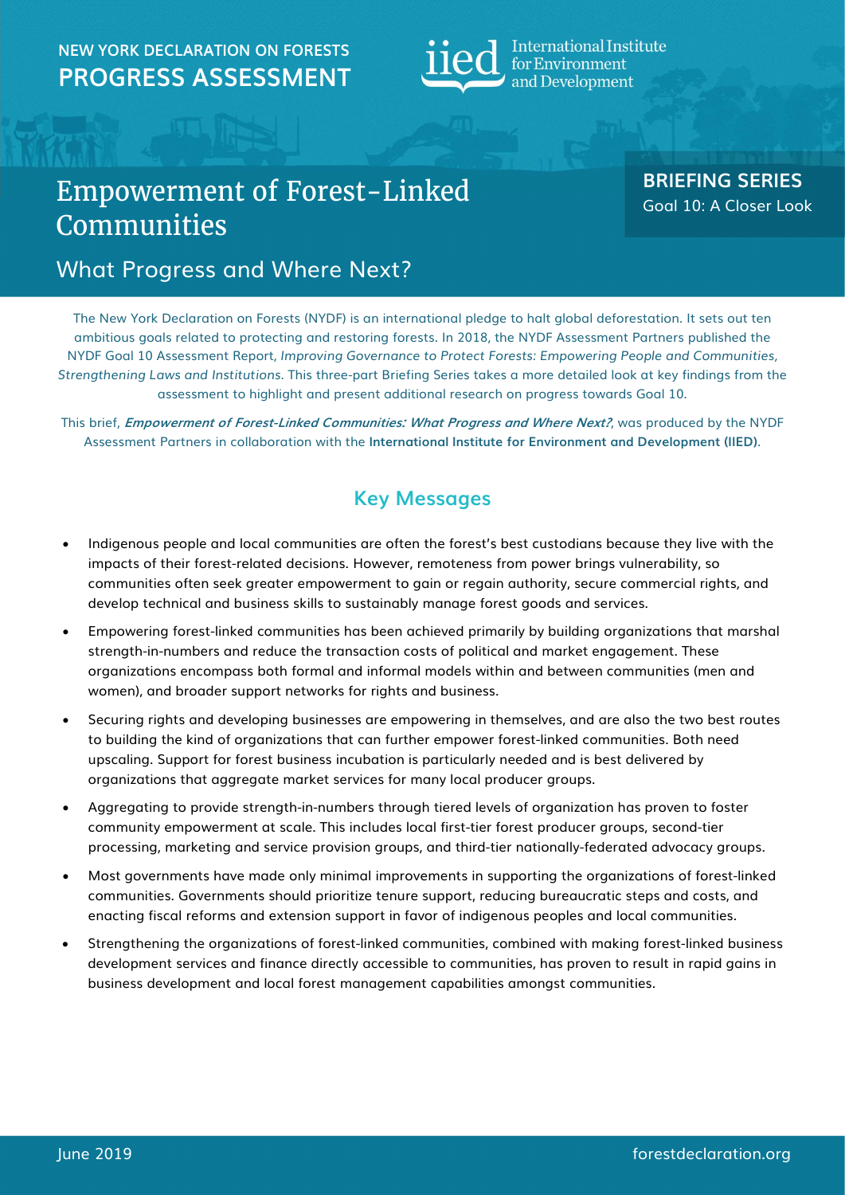NEW YORK DECLARATION ON FORESTS
**PROGRESS ASSESSMENT**

International Institute for Environment and Development

# Empowerment of Forest-Linked Communities

## What Progress and Where Next?

**BRIEFING SERIES**
Goal 10: A Closer Look

The New York Declaration on Forests (NYDF) is an international pledge to halt global deforestation. It sets out ten ambitious goals related to protecting and restoring forests. In 2018, the NYDF Assessment Partners published the NYDF Goal 10 Assessment Report, *Improving Governance to Protect Forests: Empowering People and Communities, Strengthening Laws and Institutions*. This three-part Briefing Series takes a more detailed look at key findings from the assessment to highlight and present additional research on progress towards Goal 10.

This brief, ***Empowerment of Forest-Linked Communities: What Progress and Where Next?***, was produced by the NYDF Assessment Partners in collaboration with the **International Institute for Environment and Development (IIED)**.

## Key Messages

- Indigenous people and local communities are often the forest's best custodians because they live with the impacts of their forest-related decisions. However, remoteness from power brings vulnerability, so communities often seek greater empowerment to gain or regain authority, secure commercial rights, and develop technical and business skills to sustainably manage forest goods and services.
- Empowering forest-linked communities has been achieved primarily by building organizations that marshal strength-in-numbers and reduce the transaction costs of political and market engagement. These organizations encompass both formal and informal models within and between communities (men and women), and broader support networks for rights and business.
- Securing rights and developing businesses are empowering in themselves, and are also the two best routes to building the kind of organizations that can further empower forest-linked communities. Both need upscaling. Support for forest business incubation is particularly needed and is best delivered by organizations that aggregate market services for many local producer groups.
- Aggregating to provide strength-in-numbers through tiered levels of organization has proven to foster community empowerment at scale. This includes local first-tier forest producer groups, second-tier processing, marketing and service provision groups, and third-tier nationally-federated advocacy groups.
- Most governments have made only minimal improvements in supporting the organizations of forest-linked communities. Governments should prioritize tenure support, reducing bureaucratic steps and costs, and enacting fiscal reforms and extension support in favor of indigenous peoples and local communities.
- Strengthening the organizations of forest-linked communities, combined with making forest-linked business development services and finance directly accessible to communities, has proven to result in rapid gains in business development and local forest management capabilities amongst communities.

June 2019

forestdeclaration.org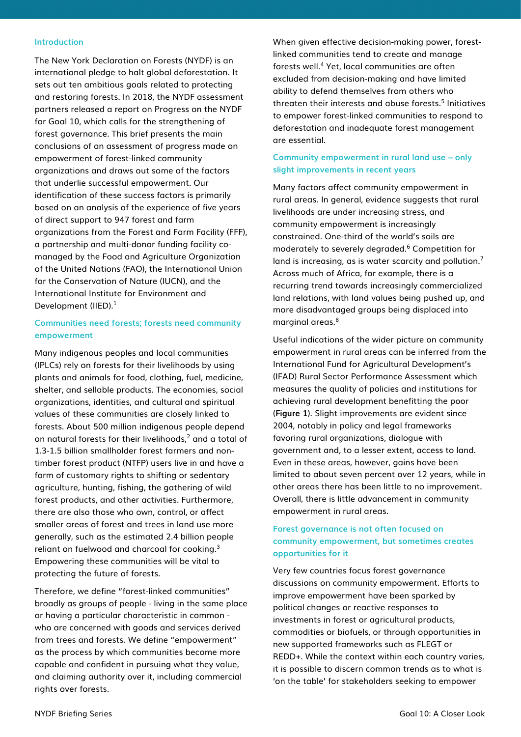## Introduction

The New York Declaration on Forests (NYDF) is an international pledge to halt global deforestation. It sets out ten ambitious goals related to protecting and restoring forests. In 2018, the NYDF assessment partners released a report on Progress on the NYDF for Goal 10, which calls for the strengthening of forest governance. This brief presents the main conclusions of an assessment of progress made on empowerment of forest-linked community organizations and draws out some of the factors that underlie successful empowerment. Our identification of these success factors is primarily based on an analysis of the experience of five years of direct support to 947 forest and farm organizations from the Forest and Farm Facility (FFF), a partnership and multi-donor funding facility co-managed by the Food and Agriculture Organization of the United Nations (FAO), the International Union for the Conservation of Nature (IUCN), and the International Institute for Environment and Development (IIED).[1]

## Communities need forests; forests need community empowerment

Many indigenous peoples and local communities (IPLCs) rely on forests for their livelihoods by using plants and animals for food, clothing, fuel, medicine, shelter, and sellable products. The economies, social organizations, identities, and cultural and spiritual values of these communities are closely linked to forests. About 500 million indigenous people depend on natural forests for their livelihoods,[2] and a total of 1.3-1.5 billion smallholder forest farmers and non-timber forest product (NTFP) users live in and have a form of customary rights to shifting or sedentary agriculture, hunting, fishing, the gathering of wild forest products, and other activities. Furthermore, there are also those who own, control, or affect smaller areas of forest and trees in land use more generally, such as the estimated 2.4 billion people reliant on fuelwood and charcoal for cooking.[3] Empowering these communities will be vital to protecting the future of forests.

Therefore, we define "forest-linked communities" broadly as groups of people - living in the same place or having a particular characteristic in common - who are concerned with goods and services derived from trees and forests. We define "empowerment" as the process by which communities become more capable and confident in pursuing what they value, and claiming authority over it, including commercial rights over forests.

When given effective decision-making power, forest-linked communities tend to create and manage forests well.[4] Yet, local communities are often excluded from decision-making and have limited ability to defend themselves from others who threaten their interests and abuse forests.[5] Initiatives to empower forest-linked communities to respond to deforestation and inadequate forest management are essential.

## Community empowerment in rural land use – only slight improvements in recent years

Many factors affect community empowerment in rural areas. In general, evidence suggests that rural livelihoods are under increasing stress, and community empowerment is increasingly constrained. One-third of the world's soils are moderately to severely degraded.[6] Competition for land is increasing, as is water scarcity and pollution.[7] Across much of Africa, for example, there is a recurring trend towards increasingly commercialized land relations, with land values being pushed up, and more disadvantaged groups being displaced into marginal areas.[8]

Useful indications of the wider picture on community empowerment in rural areas can be inferred from the International Fund for Agricultural Development's (IFAD) Rural Sector Performance Assessment which measures the quality of policies and institutions for achieving rural development benefitting the poor (**Figure 1**). Slight improvements are evident since 2004, notably in policy and legal frameworks favoring rural organizations, dialogue with government and, to a lesser extent, access to land. Even in these areas, however, gains have been limited to about seven percent over 12 years, while in other areas there has been little to no improvement. Overall, there is little advancement in community empowerment in rural areas.

## Forest governance is not often focused on community empowerment, but sometimes creates opportunities for it

Very few countries focus forest governance discussions on community empowerment. Efforts to improve empowerment have been sparked by political changes or reactive responses to investments in forest or agricultural products, commodities or biofuels, or through opportunities in new supported frameworks such as FLEGT or REDD+. While the context within each country varies, it is possible to discern common trends as to what is 'on the table' for stakeholders seeking to empower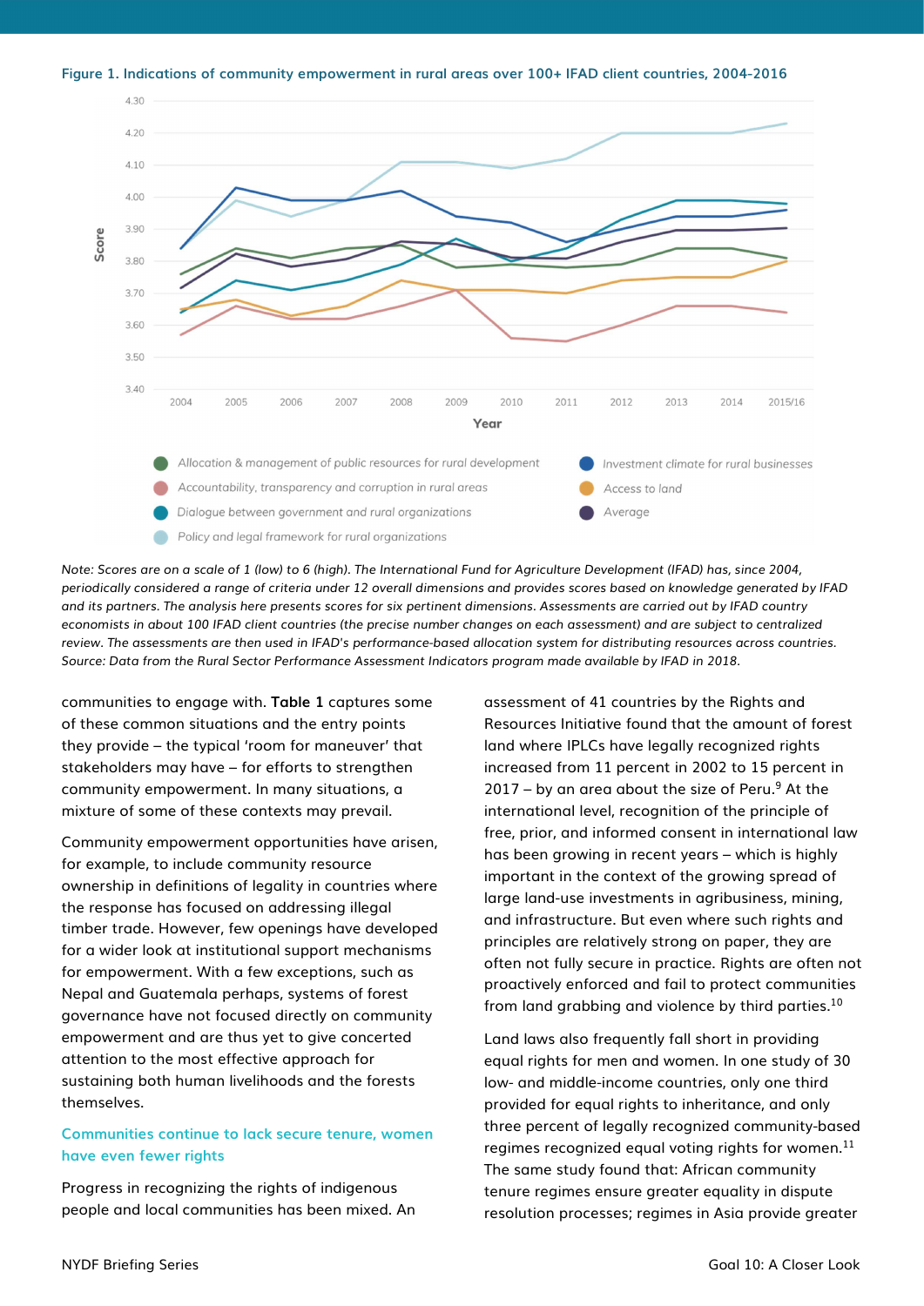**Figure 1. Indications of community empowerment in rural areas over 100+ IFAD client countries, 2004-2016**

*Note: Scores are on a scale of 1 (low) to 6 (high). The International Fund for Agriculture Development (IFAD) has, since 2004, periodically considered a range of criteria under 12 overall dimensions and provides scores based on knowledge generated by IFAD and its partners. The analysis here presents scores for six pertinent dimensions. Assessments are carried out by IFAD country economists in about 100 IFAD client countries (the precise number changes on each assessment) and are subject to centralized review. The assessments are then used in IFAD's performance-based allocation system for distributing resources across countries. Source: Data from the Rural Sector Performance Assessment Indicators program made available by IFAD in 2018.*

communities to engage with. **Table 1** captures some of these common situations and the entry points they provide – the typical 'room for maneuver' that stakeholders may have – for efforts to strengthen community empowerment. In many situations, a mixture of some of these contexts may prevail.

Community empowerment opportunities have arisen, for example, to include community resource ownership in definitions of legality in countries where the response has focused on addressing illegal timber trade. However, few openings have developed for a wider look at institutional support mechanisms for empowerment. With a few exceptions, such as Nepal and Guatemala perhaps, systems of forest governance have not focused directly on community empowerment and are thus yet to give concerted attention to the most effective approach for sustaining both human livelihoods and the forests themselves.

## Communities continue to lack secure tenure, women have even fewer rights

Progress in recognizing the rights of indigenous people and local communities has been mixed. An assessment of 41 countries by the Rights and Resources Initiative found that the amount of forest land where IPLCs have legally recognized rights increased from 11 percent in 2002 to 15 percent in 2017 – by an area about the size of Peru.[9] At the international level, recognition of the principle of free, prior, and informed consent in international law has been growing in recent years – which is highly important in the context of the growing spread of large land-use investments in agribusiness, mining, and infrastructure. But even where such rights and principles are relatively strong on paper, they are often not fully secure in practice. Rights are often not proactively enforced and fail to protect communities from land grabbing and violence by third parties.[10]

Land laws also frequently fall short in providing equal rights for men and women. In one study of 30 low- and middle-income countries, only one third provided for equal rights to inheritance, and only three percent of legally recognized community-based regimes recognized equal voting rights for women.[11] The same study found that: African community tenure regimes ensure greater equality in dispute resolution processes; regimes in Asia provide greater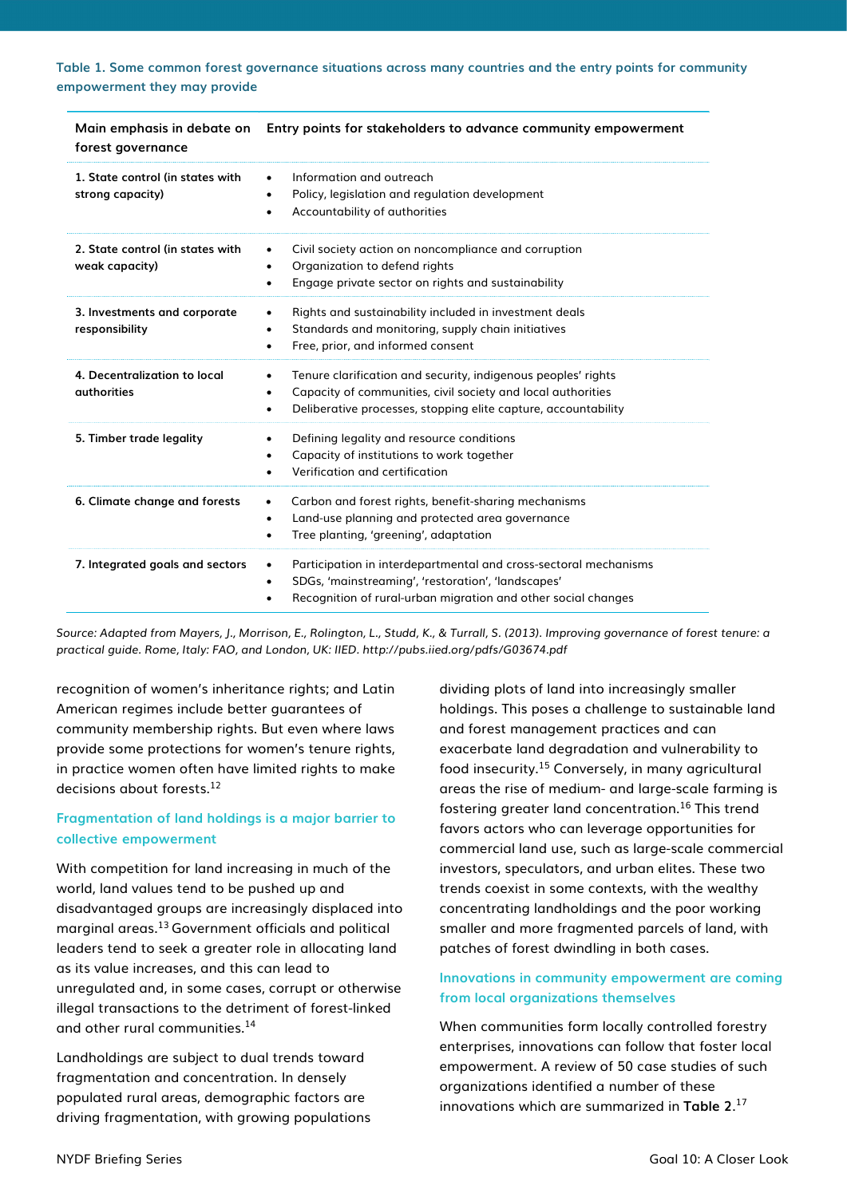Table 1. Some common forest governance situations across many countries and the entry points for community empowerment they may provide

| Main emphasis in debate on forest governance | Entry points for stakeholders to advance community empowerment |
|---|---|
| **1. State control (in states with strong capacity)** | • Information and outreach<br>• Policy, legislation and regulation development<br>• Accountability of authorities |
| **2. State control (in states with weak capacity)** | • Civil society action on noncompliance and corruption<br>• Organization to defend rights<br>• Engage private sector on rights and sustainability |
| **3. Investments and corporate responsibility** | • Rights and sustainability included in investment deals<br>• Standards and monitoring, supply chain initiatives<br>• Free, prior, and informed consent |
| **4. Decentralization to local authorities** | • Tenure clarification and security, indigenous peoples' rights<br>• Capacity of communities, civil society and local authorities<br>• Deliberative processes, stopping elite capture, accountability |
| **5. Timber trade legality** | • Defining legality and resource conditions<br>• Capacity of institutions to work together<br>• Verification and certification |
| **6. Climate change and forests** | • Carbon and forest rights, benefit-sharing mechanisms<br>• Land-use planning and protected area governance<br>• Tree planting, 'greening', adaptation |
| **7. Integrated goals and sectors** | • Participation in interdepartmental and cross-sectoral mechanisms<br>• SDGs, 'mainstreaming', 'restoration', 'landscapes'<br>• Recognition of rural-urban migration and other social changes |

*Source: Adapted from Mayers, J., Morrison, E., Rolington, L., Studd, K., & Turrall, S. (2013). Improving governance of forest tenure: a practical guide. Rome, Italy: FAO, and London, UK: IIED. http://pubs.iied.org/pdfs/G03674.pdf*

recognition of women's inheritance rights; and Latin American regimes include better guarantees of community membership rights. But even where laws provide some protections for women's tenure rights, in practice women often have limited rights to make decisions about forests.[12]

## Fragmentation of land holdings is a major barrier to collective empowerment

With competition for land increasing in much of the world, land values tend to be pushed up and disadvantaged groups are increasingly displaced into marginal areas.[13] Government officials and political leaders tend to seek a greater role in allocating land as its value increases, and this can lead to unregulated and, in some cases, corrupt or otherwise illegal transactions to the detriment of forest-linked and other rural communities.[14]

Landholdings are subject to dual trends toward fragmentation and concentration. In densely populated rural areas, demographic factors are driving fragmentation, with growing populations dividing plots of land into increasingly smaller holdings. This poses a challenge to sustainable land and forest management practices and can exacerbate land degradation and vulnerability to food insecurity.[15] Conversely, in many agricultural areas the rise of medium- and large-scale farming is fostering greater land concentration.[16] This trend favors actors who can leverage opportunities for commercial land use, such as large-scale commercial investors, speculators, and urban elites. These two trends coexist in some contexts, with the wealthy concentrating landholdings and the poor working smaller and more fragmented parcels of land, with patches of forest dwindling in both cases.

## Innovations in community empowerment are coming from local organizations themselves

When communities form locally controlled forestry enterprises, innovations can follow that foster local empowerment. A review of 50 case studies of such organizations identified a number of these innovations which are summarized in **Table 2**.[17]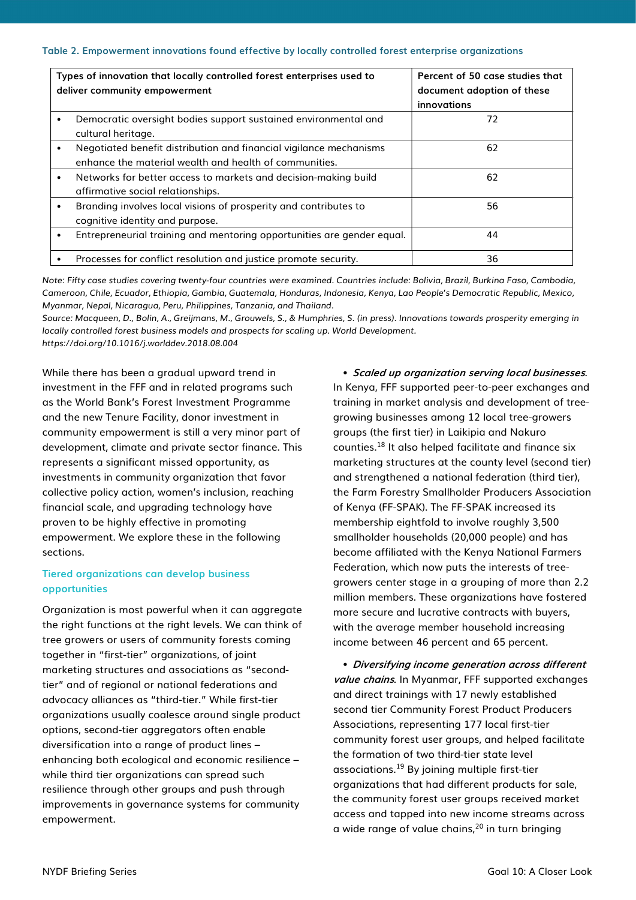**Table 2. Empowerment innovations found effective by locally controlled forest enterprise organizations**

| Types of innovation that locally controlled forest enterprises used to deliver community empowerment | Percent of 50 case studies that document adoption of these innovations |
|---|---|
| • Democratic oversight bodies support sustained environmental and cultural heritage. | 72 |
| • Negotiated benefit distribution and financial vigilance mechanisms enhance the material wealth and health of communities. | 62 |
| • Networks for better access to markets and decision-making build affirmative social relationships. | 62 |
| • Branding involves local visions of prosperity and contributes to cognitive identity and purpose. | 56 |
| • Entrepreneurial training and mentoring opportunities are gender equal. | 44 |
| • Processes for conflict resolution and justice promote security. | 36 |

*Note: Fifty case studies covering twenty-four countries were examined. Countries include: Bolivia, Brazil, Burkina Faso, Cambodia, Cameroon, Chile, Ecuador, Ethiopia, Gambia, Guatemala, Honduras, Indonesia, Kenya, Lao People's Democratic Republic, Mexico, Myanmar, Nepal, Nicaragua, Peru, Philippines, Tanzania, and Thailand.*

*Source: Macqueen, D., Bolin, A., Greijmans, M., Grouwels, S., & Humphries, S. (in press). Innovations towards prosperity emerging in locally controlled forest business models and prospects for scaling up. World Development. https://doi.org/10.1016/j.worlddev.2018.08.004*

While there has been a gradual upward trend in investment in the FFF and in related programs such as the World Bank's Forest Investment Programme and the new Tenure Facility, donor investment in community empowerment is still a very minor part of development, climate and private sector finance. This represents a significant missed opportunity, as investments in community organization that favor collective policy action, women's inclusion, reaching financial scale, and upgrading technology have proven to be highly effective in promoting empowerment. We explore these in the following sections.

### Tiered organizations can develop business opportunities

Organization is most powerful when it can aggregate the right functions at the right levels. We can think of tree growers or users of community forests coming together in "first-tier" organizations, of joint marketing structures and associations as "second-tier" and of regional or national federations and advocacy alliances as "third-tier." While first-tier organizations usually coalesce around single product options, second-tier aggregators often enable diversification into a range of product lines – enhancing both ecological and economic resilience – while third tier organizations can spread such resilience through other groups and push through improvements in governance systems for community empowerment.

- ***Scaled up organization serving local businesses***. In Kenya, FFF supported peer-to-peer exchanges and training in market analysis and development of tree-growing businesses among 12 local tree-growers groups (the first tier) in Laikipia and Nakuro counties.[18] It also helped facilitate and finance six marketing structures at the county level (second tier) and strengthened a national federation (third tier), the Farm Forestry Smallholder Producers Association of Kenya (FF-SPAK). The FF-SPAK increased its membership eightfold to involve roughly 3,500 smallholder households (20,000 people) and has become affiliated with the Kenya National Farmers Federation, which now puts the interests of tree-growers center stage in a grouping of more than 2.2 million members. These organizations have fostered more secure and lucrative contracts with buyers, with the average member household increasing income between 46 percent and 65 percent.

- ***Diversifying income generation across different value chains***. In Myanmar, FFF supported exchanges and direct trainings with 17 newly established second tier Community Forest Product Producers Associations, representing 177 local first-tier community forest user groups, and helped facilitate the formation of two third-tier state level associations.[19] By joining multiple first-tier organizations that had different products for sale, the community forest user groups received market access and tapped into new income streams across a wide range of value chains,[20] in turn bringing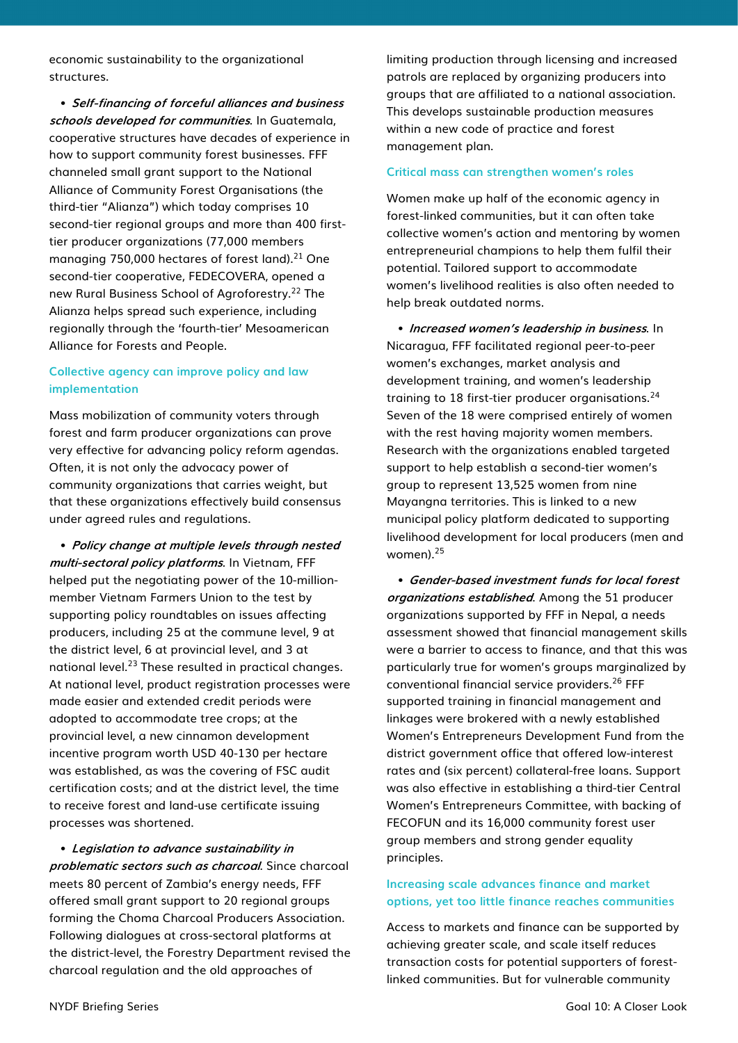economic sustainability to the organizational structures.

- ***Self-financing of forceful alliances and business schools developed for communities***. In Guatemala, cooperative structures have decades of experience in how to support community forest businesses. FFF channeled small grant support to the National Alliance of Community Forest Organisations (the third-tier "Alianza") which today comprises 10 second-tier regional groups and more than 400 first-tier producer organizations (77,000 members managing 750,000 hectares of forest land).[21] One second-tier cooperative, FEDECOVERA, opened a new Rural Business School of Agroforestry.[22] The Alianza helps spread such experience, including regionally through the 'fourth-tier' Mesoamerican Alliance for Forests and People.

### Collective agency can improve policy and law implementation

Mass mobilization of community voters through forest and farm producer organizations can prove very effective for advancing policy reform agendas. Often, it is not only the advocacy power of community organizations that carries weight, but that these organizations effectively build consensus under agreed rules and regulations.

- ***Policy change at multiple levels through nested multi-sectoral policy platforms***. In Vietnam, FFF helped put the negotiating power of the 10-million-member Vietnam Farmers Union to the test by supporting policy roundtables on issues affecting producers, including 25 at the commune level, 9 at the district level, 6 at provincial level, and 3 at national level.[23] These resulted in practical changes. At national level, product registration processes were made easier and extended credit periods were adopted to accommodate tree crops; at the provincial level, a new cinnamon development incentive program worth USD 40-130 per hectare was established, as was the covering of FSC audit certification costs; and at the district level, the time to receive forest and land-use certificate issuing processes was shortened.

- ***Legislation to advance sustainability in problematic sectors such as charcoal***. Since charcoal meets 80 percent of Zambia's energy needs, FFF offered small grant support to 20 regional groups forming the Choma Charcoal Producers Association. Following dialogues at cross-sectoral platforms at the district-level, the Forestry Department revised the charcoal regulation and the old approaches of limiting production through licensing and increased patrols are replaced by organizing producers into groups that are affiliated to a national association. This develops sustainable production measures within a new code of practice and forest management plan.

### Critical mass can strengthen women's roles

Women make up half of the economic agency in forest-linked communities, but it can often take collective women's action and mentoring by women entrepreneurial champions to help them fulfil their potential. Tailored support to accommodate women's livelihood realities is also often needed to help break outdated norms.

- ***Increased women's leadership in business***. In Nicaragua, FFF facilitated regional peer-to-peer women's exchanges, market analysis and development training, and women's leadership training to 18 first-tier producer organisations.[24] Seven of the 18 were comprised entirely of women with the rest having majority women members. Research with the organizations enabled targeted support to help establish a second-tier women's group to represent 13,525 women from nine Mayangna territories. This is linked to a new municipal policy platform dedicated to supporting livelihood development for local producers (men and women).[25]

- ***Gender-based investment funds for local forest organizations established***. Among the 51 producer organizations supported by FFF in Nepal, a needs assessment showed that financial management skills were a barrier to access to finance, and that this was particularly true for women's groups marginalized by conventional financial service providers.[26] FFF supported training in financial management and linkages were brokered with a newly established Women's Entrepreneurs Development Fund from the district government office that offered low-interest rates and (six percent) collateral-free loans. Support was also effective in establishing a third-tier Central Women's Entrepreneurs Committee, with backing of FECOFUN and its 16,000 community forest user group members and strong gender equality principles.

### Increasing scale advances finance and market options, yet too little finance reaches communities

Access to markets and finance can be supported by achieving greater scale, and scale itself reduces transaction costs for potential supporters of forest-linked communities. But for vulnerable community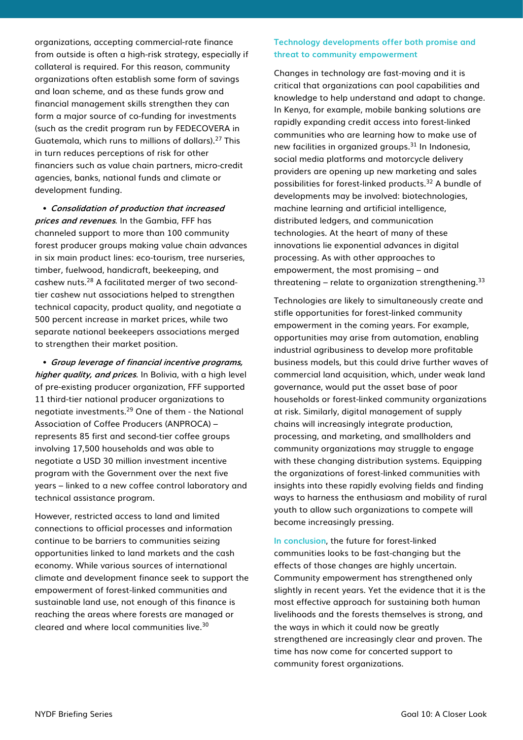organizations, accepting commercial-rate finance from outside is often a high-risk strategy, especially if collateral is required. For this reason, community organizations often establish some form of savings and loan scheme, and as these funds grow and financial management skills strengthen they can form a major source of co-funding for investments (such as the credit program run by FEDECOVERA in Guatemala, which runs to millions of dollars).[27] This in turn reduces perceptions of risk for other financiers such as value chain partners, micro-credit agencies, banks, national funds and climate or development funding.

- ***Consolidation of production that increased prices and revenues***. In the Gambia, FFF has channeled support to more than 100 community forest producer groups making value chain advances in six main product lines: eco-tourism, tree nurseries, timber, fuelwood, handicraft, beekeeping, and cashew nuts.[28] A facilitated merger of two second-tier cashew nut associations helped to strengthen technical capacity, product quality, and negotiate a 500 percent increase in market prices, while two separate national beekeepers associations merged to strengthen their market position.

- ***Group leverage of financial incentive programs, higher quality, and prices***. In Bolivia, with a high level of pre-existing producer organization, FFF supported 11 third-tier national producer organizations to negotiate investments.[29] One of them - the National Association of Coffee Producers (ANPROCA) – represents 85 first and second-tier coffee groups involving 17,500 households and was able to negotiate a USD 30 million investment incentive program with the Government over the next five years – linked to a new coffee control laboratory and technical assistance program.

However, restricted access to land and limited connections to official processes and information continue to be barriers to communities seizing opportunities linked to land markets and the cash economy. While various sources of international climate and development finance seek to support the empowerment of forest-linked communities and sustainable land use, not enough of this finance is reaching the areas where forests are managed or cleared and where local communities live.[30]

### Technology developments offer both promise and threat to community empowerment

Changes in technology are fast-moving and it is critical that organizations can pool capabilities and knowledge to help understand and adapt to change. In Kenya, for example, mobile banking solutions are rapidly expanding credit access into forest-linked communities who are learning how to make use of new facilities in organized groups.[31] In Indonesia, social media platforms and motorcycle delivery providers are opening up new marketing and sales possibilities for forest-linked products.[32] A bundle of developments may be involved: biotechnologies, machine learning and artificial intelligence, distributed ledgers, and communication technologies. At the heart of many of these innovations lie exponential advances in digital processing. As with other approaches to empowerment, the most promising – and threatening – relate to organization strengthening.[33]

Technologies are likely to simultaneously create and stifle opportunities for forest-linked community empowerment in the coming years. For example, opportunities may arise from automation, enabling industrial agribusiness to develop more profitable business models, but this could drive further waves of commercial land acquisition, which, under weak land governance, would put the asset base of poor households or forest-linked community organizations at risk. Similarly, digital management of supply chains will increasingly integrate production, processing, and marketing, and smallholders and community organizations may struggle to engage with these changing distribution systems. Equipping the organizations of forest-linked communities with insights into these rapidly evolving fields and finding ways to harness the enthusiasm and mobility of rural youth to allow such organizations to compete will become increasingly pressing.

**In conclusion**, the future for forest-linked communities looks to be fast-changing but the effects of those changes are highly uncertain. Community empowerment has strengthened only slightly in recent years. Yet the evidence that it is the most effective approach for sustaining both human livelihoods and the forests themselves is strong, and the ways in which it could now be greatly strengthened are increasingly clear and proven. The time has now come for concerted support to community forest organizations.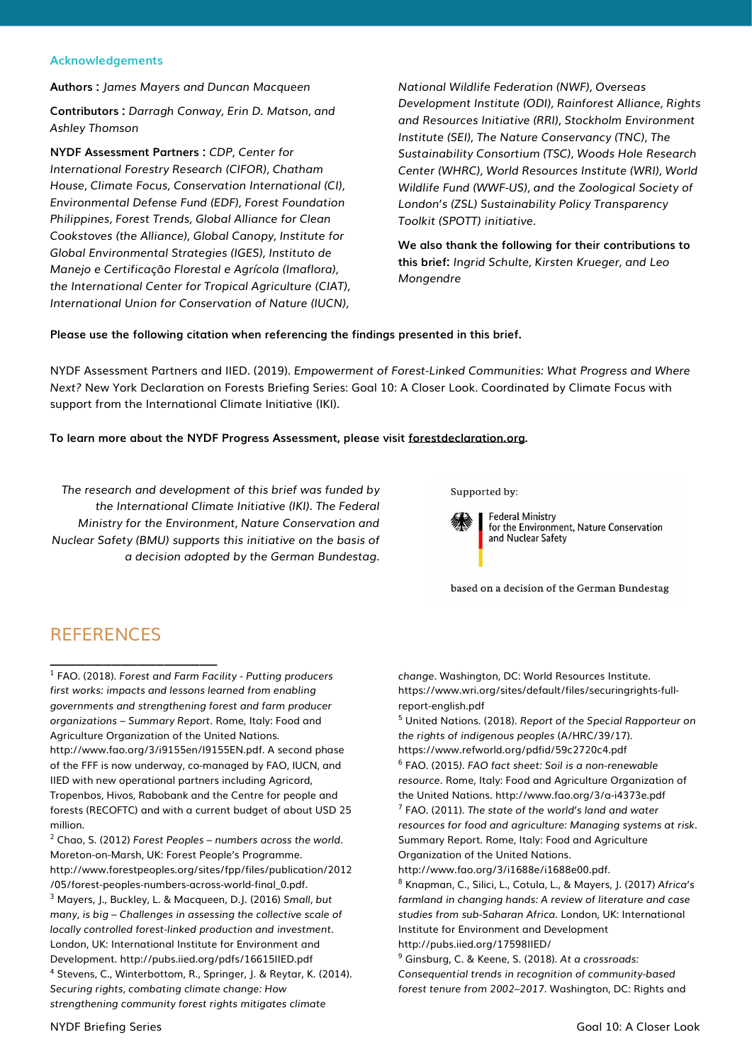### Acknowledgements

**Authors :** *James Mayers and Duncan Macqueen*

**Contributors :** *Darragh Conway, Erin D. Matson, and Ashley Thomson*

**NYDF Assessment Partners :** *CDP, Center for International Forestry Research (CIFOR), Chatham House, Climate Focus, Conservation International (CI), Environmental Defense Fund (EDF), Forest Foundation Philippines, Forest Trends, Global Alliance for Clean Cookstoves (the Alliance), Global Canopy, Institute for Global Environmental Strategies (IGES), Instituto de Manejo e Certificação Florestal e Agrícola (Imaflora), the International Center for Tropical Agriculture (CIAT), International Union for Conservation of Nature (IUCN), National Wildlife Federation (NWF), Overseas Development Institute (ODI), Rainforest Alliance, Rights and Resources Initiative (RRI), Stockholm Environment Institute (SEI), The Nature Conservancy (TNC), The Sustainability Consortium (TSC), Woods Hole Research Center (WHRC), World Resources Institute (WRI), World Wildlife Fund (WWF-US), and the Zoological Society of London's (ZSL) Sustainability Policy Transparency Toolkit (SPOTT) initiative.*

**We also thank the following for their contributions to this brief:** *Ingrid Schulte, Kirsten Krueger, and Leo Mongendre*

**Please use the following citation when referencing the findings presented in this brief.**

NYDF Assessment Partners and IIED. (2019). *Empowerment of Forest-Linked Communities: What Progress and Where Next?* New York Declaration on Forests Briefing Series: Goal 10: A Closer Look. Coordinated by Climate Focus with support from the International Climate Initiative (IKI).

**To learn more about the NYDF Progress Assessment, please visit forestdeclaration.org.**

*The research and development of this brief was funded by the International Climate Initiative (IKI). The Federal Ministry for the Environment, Nature Conservation and Nuclear Safety (BMU) supports this initiative on the basis of a decision adopted by the German Bundestag.*

Supported by:

Federal Ministry for the Environment, Nature Conservation and Nuclear Safety

based on a decision of the German Bundestag

## REFERENCES

[1] FAO. (2018). *Forest and Farm Facility - Putting producers first works: impacts and lessons learned from enabling governments and strengthening forest and farm producer organizations – Summary Report*. Rome, Italy: Food and Agriculture Organization of the United Nations. http://www.fao.org/3/i9155en/I9155EN.pdf. A second phase of the FFF is now underway, co-managed by FAO, IUCN, and IIED with new operational partners including Agricord, Tropenbos, Hivos, Rabobank and the Centre for people and forests (RECOFTC) and with a current budget of about USD 25 million.

[2] Chao, S. (2012) *Forest Peoples – numbers across the world*. Moreton-on-Marsh, UK: Forest People's Programme. http://www.forestpeoples.org/sites/fpp/files/publication/2012/05/forest-peoples-numbers-across-world-final_0.pdf.

[3] Mayers, J., Buckley, L. & Macqueen, D.J. (2016) *Small, but many, is big – Challenges in assessing the collective scale of locally controlled forest-linked production and investment*. London, UK: International Institute for Environment and Development. http://pubs.iied.org/pdfs/16615IIED.pdf

[4] Stevens, C., Winterbottom, R., Springer, J. & Reytar, K. (2014). *Securing rights, combating climate change: How strengthening community forest rights mitigates climate change*. Washington, DC: World Resources Institute. https://www.wri.org/sites/default/files/securingrights-full-report-english.pdf

[5] United Nations. (2018). *Report of the Special Rapporteur on the rights of indigenous peoples* (A/HRC/39/17). https://www.refworld.org/pdfid/59c2720c4.pdf

[6] FAO. (2015). *FAO fact sheet: Soil is a non-renewable resource*. Rome, Italy: Food and Agriculture Organization of the United Nations. http://www.fao.org/3/a-i4373e.pdf

[7] FAO. (2011). *The state of the world's land and water resources for food and agriculture: Managing systems at risk*. Summary Report. Rome, Italy: Food and Agriculture Organization of the United Nations. http://www.fao.org/3/i1688e/i1688e00.pdf.

[8] Knapman, C., Silici, L., Cotula, L., & Mayers, J. (2017) *Africa's farmland in changing hands: A review of literature and case studies from sub-Saharan Africa*. London, UK: International Institute for Environment and Development http://pubs.iied.org/17598IIED/

[9] Ginsburg, C. & Keene, S. (2018). *At a crossroads: Consequential trends in recognition of community-based forest tenure from 2002–2017*. Washington, DC: Rights and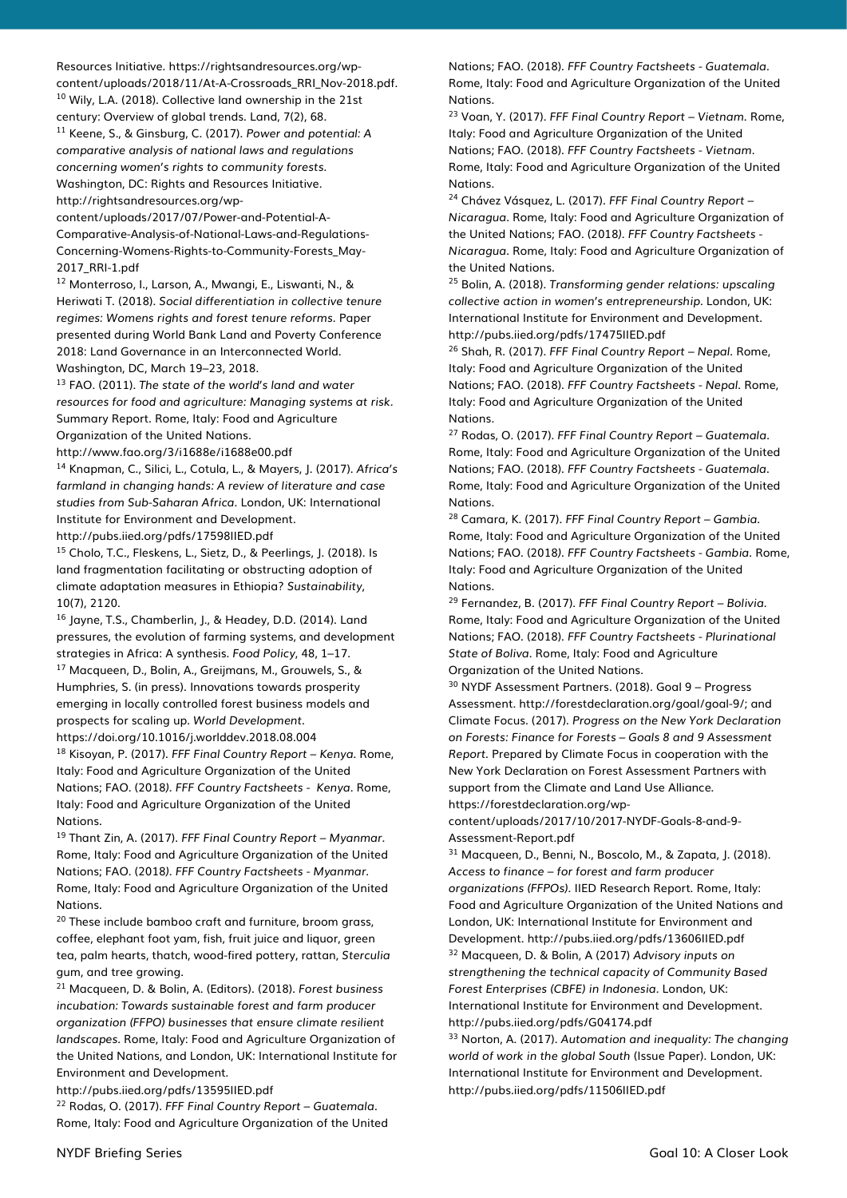Resources Initiative. https://rightsandresources.org/wp-content/uploads/2018/11/At-A-Crossroads_RRI_Nov-2018.pdf.

[10] Wily, L.A. (2018). Collective land ownership in the 21st century: Overview of global trends. Land, 7(2), 68.

[11] Keene, S., & Ginsburg, C. (2017). *Power and potential: A comparative analysis of national laws and regulations concerning women's rights to community forests.* Washington, DC: Rights and Resources Initiative. http://rightsandresources.org/wp-content/uploads/2017/07/Power-and-Potential-A-Comparative-Analysis-of-National-Laws-and-Regulations-Concerning-Womens-Rights-to-Community-Forests_May-2017_RRI-1.pdf

[12] Monterroso, I., Larson, A., Mwangi, E., Liswanti, N., & Heriwati T. (2018). *Social differentiation in collective tenure regimes: Womens rights and forest tenure reforms.* Paper presented during World Bank Land and Poverty Conference 2018: Land Governance in an Interconnected World. Washington, DC, March 19–23, 2018.

[13] FAO. (2011). *The state of the world's land and water resources for food and agriculture: Managing systems at risk*. Summary Report. Rome, Italy: Food and Agriculture Organization of the United Nations. http://www.fao.org/3/i1688e/i1688e00.pdf

[14] Knapman, C., Silici, L., Cotula, L., & Mayers, J. (2017). *Africa's farmland in changing hands: A review of literature and case studies from Sub-Saharan Africa.* London, UK: International Institute for Environment and Development. http://pubs.iied.org/pdfs/17598IIED.pdf

[15] Cholo, T.C., Fleskens, L., Sietz, D., & Peerlings, J. (2018). Is land fragmentation facilitating or obstructing adoption of climate adaptation measures in Ethiopia? *Sustainability*, 10(7), 2120.

[16] Jayne, T.S., Chamberlin, J., & Headey, D.D. (2014). Land pressures, the evolution of farming systems, and development strategies in Africa: A synthesis. *Food Policy*, 48, 1–17.

[17] Macqueen, D., Bolin, A., Greijmans, M., Grouwels, S., & Humphries, S. (in press). Innovations towards prosperity emerging in locally controlled forest business models and prospects for scaling up. *World Development*. https://doi.org/10.1016/j.worlddev.2018.08.004

[18] Kisoyan, P. (2017). *FFF Final Country Report – Kenya.* Rome, Italy: Food and Agriculture Organization of the United Nations; FAO. (2018*). FFF Country Factsheets - Kenya.* Rome, Italy: Food and Agriculture Organization of the United Nations.

[19] Thant Zin, A. (2017). *FFF Final Country Report – Myanmar.* Rome, Italy: Food and Agriculture Organization of the United Nations; FAO. (2018*). FFF Country Factsheets - Myanmar.* Rome, Italy: Food and Agriculture Organization of the United Nations.

[20] These include bamboo craft and furniture, broom grass, coffee, elephant foot yam, fish, fruit juice and liquor, green tea, palm hearts, thatch, wood-fired pottery, rattan, *Sterculia* gum, and tree growing.

[21] Macqueen, D. & Bolin, A. (Editors). (2018). *Forest business incubation: Towards sustainable forest and farm producer organization (FFPO) businesses that ensure climate resilient landscapes.* Rome, Italy: Food and Agriculture Organization of the United Nations, and London, UK: International Institute for Environment and Development. http://pubs.iied.org/pdfs/13595IIED.pdf

[22] Rodas, O. (2017). *FFF Final Country Report – Guatemala.* Rome, Italy: Food and Agriculture Organization of the United Nations; FAO. (2018). *FFF Country Factsheets - Guatemala*. Rome, Italy: Food and Agriculture Organization of the United Nations.

[23] Voan, Y. (2017). *FFF Final Country Report – Vietnam.* Rome, Italy: Food and Agriculture Organization of the United Nations; FAO. (2018). *FFF Country Factsheets - Vietnam*. Rome, Italy: Food and Agriculture Organization of the United Nations.

[24] Chávez Vásquez, L. (2017). *FFF Final Country Report – Nicaragua.* Rome, Italy: Food and Agriculture Organization of the United Nations; FAO. (2018*). FFF Country Factsheets - Nicaragua.* Rome, Italy: Food and Agriculture Organization of the United Nations.

[25] Bolin, A. (2018). *Transforming gender relations: upscaling collective action in women's entrepreneurship.* London, UK: International Institute for Environment and Development. http://pubs.iied.org/pdfs/17475IIED.pdf

[26] Shah, R. (2017). *FFF Final Country Report – Nepal.* Rome, Italy: Food and Agriculture Organization of the United Nations; FAO. (2018). *FFF Country Factsheets - Nepal.* Rome, Italy: Food and Agriculture Organization of the United Nations.

[27] Rodas, O. (2017). *FFF Final Country Report – Guatemala.* Rome, Italy: Food and Agriculture Organization of the United Nations; FAO. (2018). *FFF Country Factsheets - Guatemala*. Rome, Italy: Food and Agriculture Organization of the United Nations.

[28] Camara, K. (2017). *FFF Final Country Report – Gambia.* Rome, Italy: Food and Agriculture Organization of the United Nations; FAO. (2018*). FFF Country Factsheets - Gambia.* Rome, Italy: Food and Agriculture Organization of the United Nations.

[29] Fernandez, B. (2017). *FFF Final Country Report – Bolivia.* Rome, Italy: Food and Agriculture Organization of the United Nations; FAO. (2018). *FFF Country Factsheets - Plurinational State of Boliva.* Rome, Italy: Food and Agriculture Organization of the United Nations.

[30] NYDF Assessment Partners. (2018). Goal 9 – Progress Assessment. http://forestdeclaration.org/goal/goal-9/; and Climate Focus. (2017). *Progress on the New York Declaration on Forests: Finance for Forests – Goals 8 and 9 Assessment Report.* Prepared by Climate Focus in cooperation with the New York Declaration on Forest Assessment Partners with support from the Climate and Land Use Alliance. https://forestdeclaration.org/wp-content/uploads/2017/10/2017-NYDF-Goals-8-and-9-Assessment-Report.pdf

[31] Macqueen, D., Benni, N., Boscolo, M., & Zapata, J. (2018). *Access to finance – for forest and farm producer organizations (FFPOs).* IIED Research Report. Rome, Italy: Food and Agriculture Organization of the United Nations and London, UK: International Institute for Environment and Development. http://pubs.iied.org/pdfs/13606IIED.pdf

[32] Macqueen, D. & Bolin, A (2017) *Advisory inputs on strengthening the technical capacity of Community Based Forest Enterprises (CBFE) in Indonesia.* London, UK: International Institute for Environment and Development. http://pubs.iied.org/pdfs/G04174.pdf

[33] Norton, A. (2017). *Automation and inequality: The changing world of work in the global South* (Issue Paper). London, UK: International Institute for Environment and Development. http://pubs.iied.org/pdfs/11506IIED.pdf